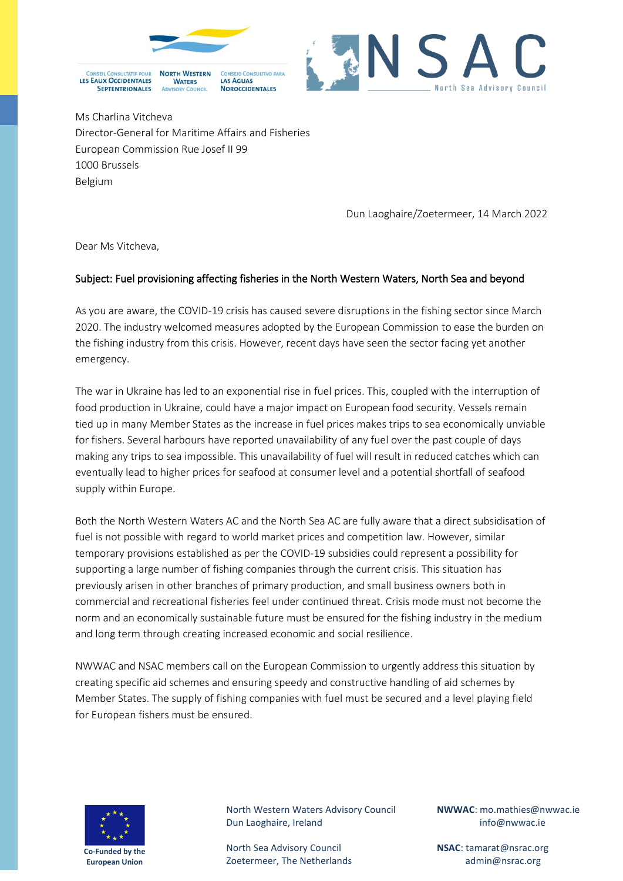Ms Charlina Vitcheva
Director-General for Maritime Affairs and Fisheries
European Commission Rue Josef II 99
1000 Brussels
Belgium

Dun Laoghaire/Zoetermeer, 14 March 2022

Dear Ms Vitcheva,

Subject: Fuel provisioning affecting fisheries in the North Western Waters, North Sea and beyond

As you are aware, the COVID-19 crisis has caused severe disruptions in the fishing sector since March 2020. The industry welcomed measures adopted by the European Commission to ease the burden on the fishing industry from this crisis. However, recent days have seen the sector facing yet another emergency.

The war in Ukraine has led to an exponential rise in fuel prices. This, coupled with the interruption of food production in Ukraine, could have a major impact on European food security. Vessels remain tied up in many Member States as the increase in fuel prices makes trips to sea economically unviable for fishers. Several harbours have reported unavailability of any fuel over the past couple of days making any trips to sea impossible. This unavailability of fuel will result in reduced catches which can eventually lead to higher prices for seafood at consumer level and a potential shortfall of seafood supply within Europe.

Both the North Western Waters AC and the North Sea AC are fully aware that a direct subsidisation of fuel is not possible with regard to world market prices and competition law. However, similar temporary provisions established as per the COVID-19 subsidies could represent a possibility for supporting a large number of fishing companies through the current crisis. This situation has previously arisen in other branches of primary production, and small business owners both in commercial and recreational fisheries feel under continued threat. Crisis mode must not become the norm and an economically sustainable future must be ensured for the fishing industry in the medium and long term through creating increased economic and social resilience.

NWWAC and NSAC members call on the European Commission to urgently address this situation by creating specific aid schemes and ensuring speedy and constructive handling of aid schemes by Member States. The supply of fishing companies with fuel must be secured and a level playing field for European fishers must be ensured.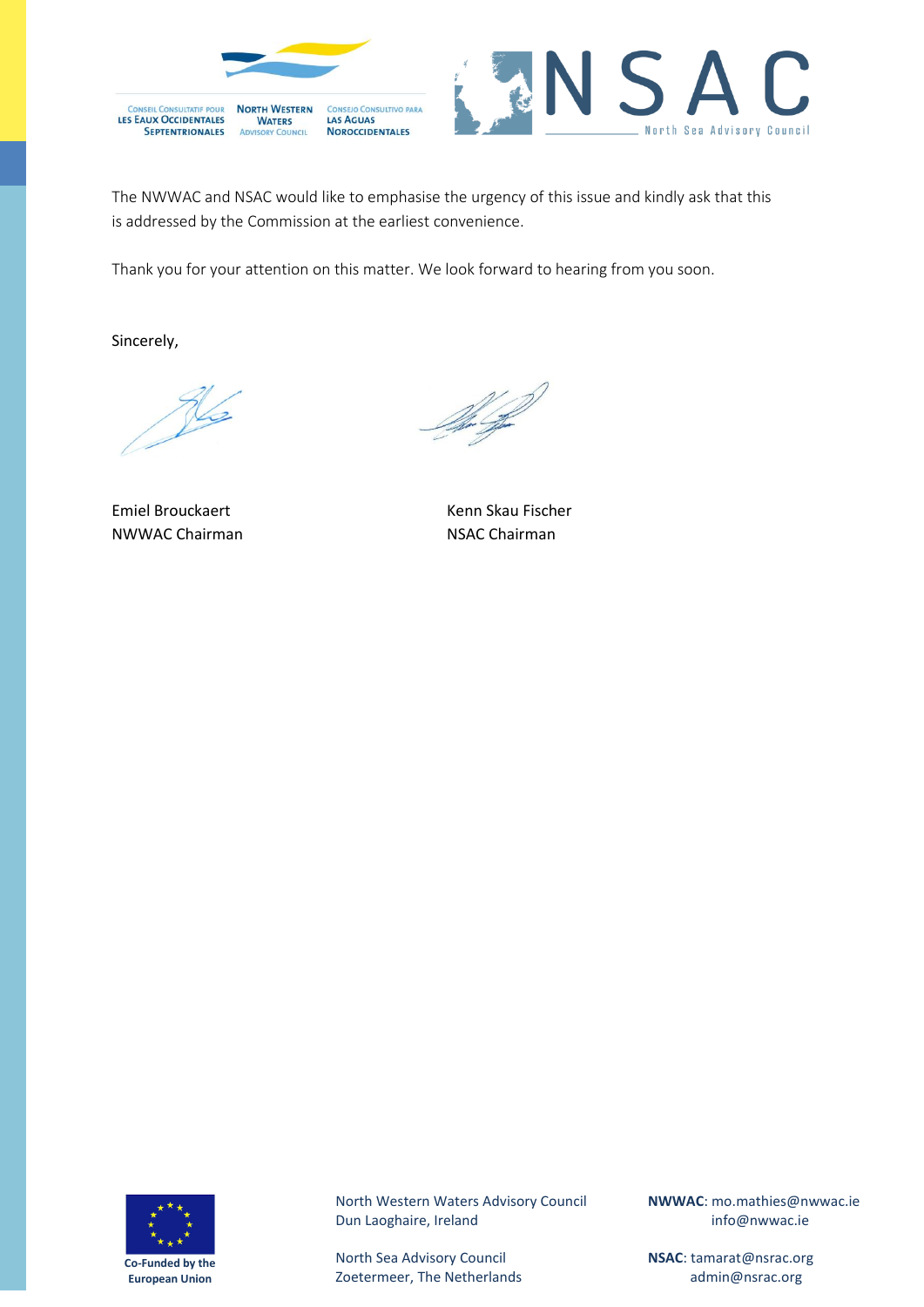The NWWAC and NSAC would like to emphasise the urgency of this issue and kindly ask that this is addressed by the Commission at the earliest convenience.

Thank you for your attention on this matter. We look forward to hearing from you soon.

Sincerely,

Emiel Brouckaert
NWWAC Chairman

Kenn Skau Fischer
NSAC Chairman

Co-Funded by the European Union

North Western Waters Advisory Council
Dun Laoghaire, Ireland

North Sea Advisory Council
Zoetermeer, The Netherlands

**NWWAC**: mo.mathies@nwwac.ie
info@nwwac.ie

**NSAC**: tamarat@nsrac.org
admin@nsrac.org